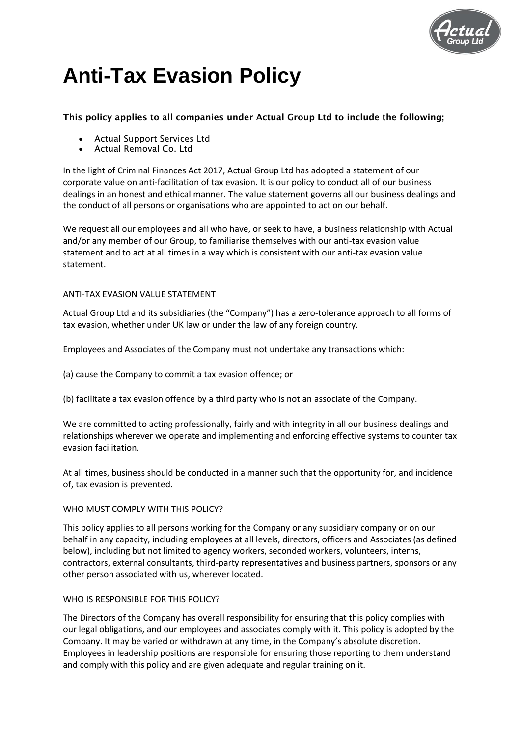# Anti-Tax Evasion Policy

**This policy applies to all companies under Actual Group Ltd to include the following;**

- Actual Support Services Ltd
- Actual Removal Co. Ltd

In the light of Criminal Finances Act 2017, Actual Group Ltd has adopted a statement of our corporate value on anti-facilitation of tax evasion. It is our policy to conduct all of our business dealings in an honest and ethical manner. The value statement governs all our business dealings and the conduct of all persons or organisations who are appointed to act on our behalf.

We request all our employees and all who have, or seek to have, a business relationship with Actual and/or any member of our Group, to familiarise themselves with our anti-tax evasion value statement and to act at all times in a way which is consistent with our anti-tax evasion value statement.

ANTI-TAX EVASION VALUE STATEMENT

Actual Group Ltd and its subsidiaries (the "Company") has a zero-tolerance approach to all forms of tax evasion, whether under UK law or under the law of any foreign country.

Employees and Associates of the Company must not undertake any transactions which:

(a) cause the Company to commit a tax evasion offence; or

(b) facilitate a tax evasion offence by a third party who is not an associate of the Company.

We are committed to acting professionally, fairly and with integrity in all our business dealings and relationships wherever we operate and implementing and enforcing effective systems to counter tax evasion facilitation.

At all times, business should be conducted in a manner such that the opportunity for, and incidence of, tax evasion is prevented.

WHO MUST COMPLY WITH THIS POLICY?

This policy applies to all persons working for the Company or any subsidiary company or on our behalf in any capacity, including employees at all levels, directors, officers and Associates (as defined below), including but not limited to agency workers, seconded workers, volunteers, interns, contractors, external consultants, third-party representatives and business partners, sponsors or any other person associated with us, wherever located.

WHO IS RESPONSIBLE FOR THIS POLICY?

The Directors of the Company has overall responsibility for ensuring that this policy complies with our legal obligations, and our employees and associates comply with it. This policy is adopted by the Company. It may be varied or withdrawn at any time, in the Company's absolute discretion. Employees in leadership positions are responsible for ensuring those reporting to them understand and comply with this policy and are given adequate and regular training on it.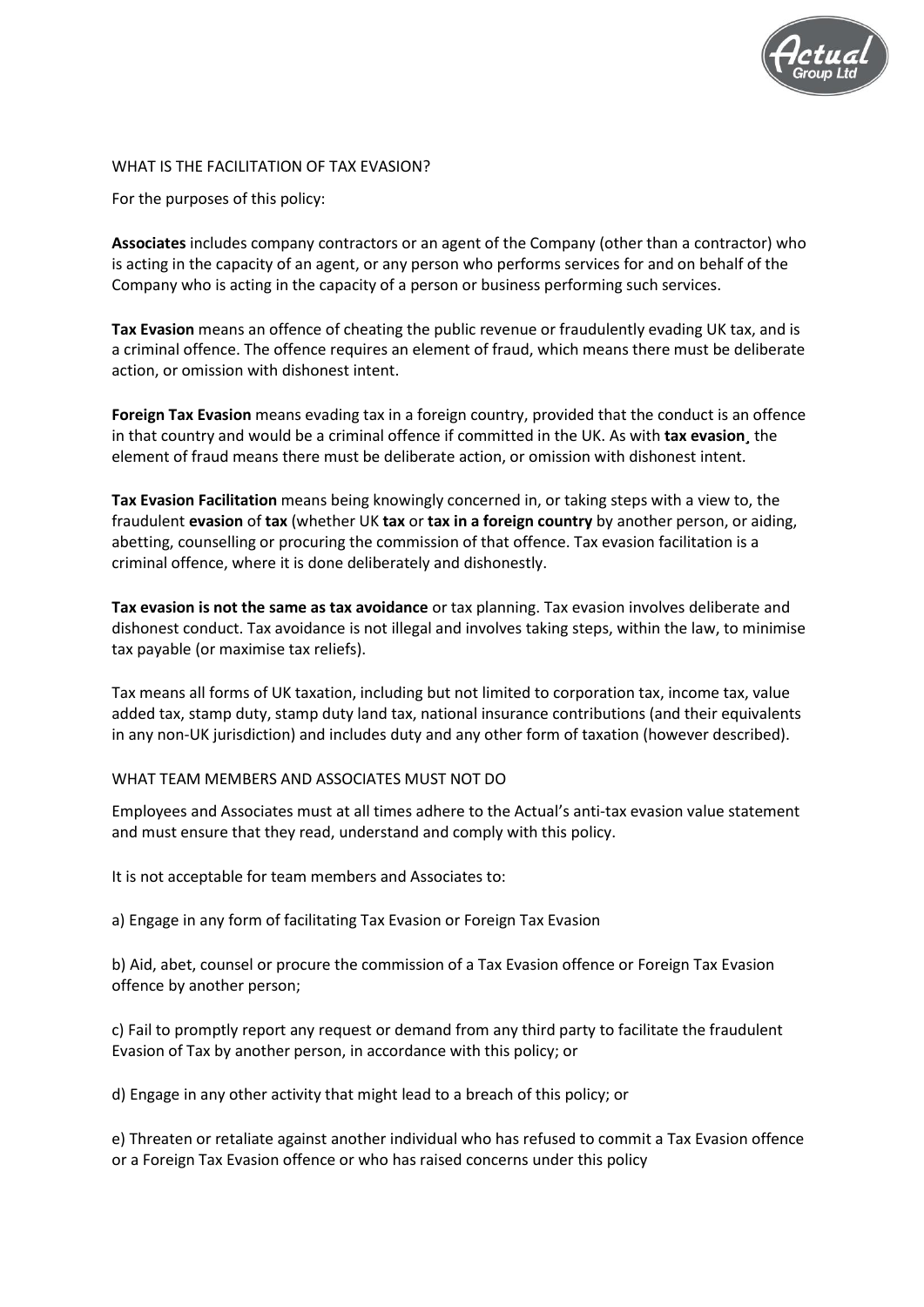## WHAT IS THE FACILITATION OF TAX EVASION?

For the purposes of this policy:

**Associates** includes company contractors or an agent of the Company (other than a contractor) who is acting in the capacity of an agent, or any person who performs services for and on behalf of the Company who is acting in the capacity of a person or business performing such services.

**Tax Evasion** means an offence of cheating the public revenue or fraudulently evading UK tax, and is a criminal offence. The offence requires an element of fraud, which means there must be deliberate action, or omission with dishonest intent.

**Foreign Tax Evasion** means evading tax in a foreign country, provided that the conduct is an offence in that country and would be a criminal offence if committed in the UK. As with **tax evasion**¸ the element of fraud means there must be deliberate action, or omission with dishonest intent.

**Tax Evasion Facilitation** means being knowingly concerned in, or taking steps with a view to, the fraudulent **evasion** of **tax** (whether UK **tax** or **tax in a foreign country** by another person, or aiding, abetting, counselling or procuring the commission of that offence. Tax evasion facilitation is a criminal offence, where it is done deliberately and dishonestly.

**Tax evasion is not the same as tax avoidance** or tax planning. Tax evasion involves deliberate and dishonest conduct. Tax avoidance is not illegal and involves taking steps, within the law, to minimise tax payable (or maximise tax reliefs).

Tax means all forms of UK taxation, including but not limited to corporation tax, income tax, value added tax, stamp duty, stamp duty land tax, national insurance contributions (and their equivalents in any non-UK jurisdiction) and includes duty and any other form of taxation (however described).

## WHAT TEAM MEMBERS AND ASSOCIATES MUST NOT DO

Employees and Associates must at all times adhere to the Actual's anti-tax evasion value statement and must ensure that they read, understand and comply with this policy.

It is not acceptable for team members and Associates to:

a) Engage in any form of facilitating Tax Evasion or Foreign Tax Evasion

b) Aid, abet, counsel or procure the commission of a Tax Evasion offence or Foreign Tax Evasion offence by another person;

c) Fail to promptly report any request or demand from any third party to facilitate the fraudulent Evasion of Tax by another person, in accordance with this policy; or

d) Engage in any other activity that might lead to a breach of this policy; or

e) Threaten or retaliate against another individual who has refused to commit a Tax Evasion offence or a Foreign Tax Evasion offence or who has raised concerns under this policy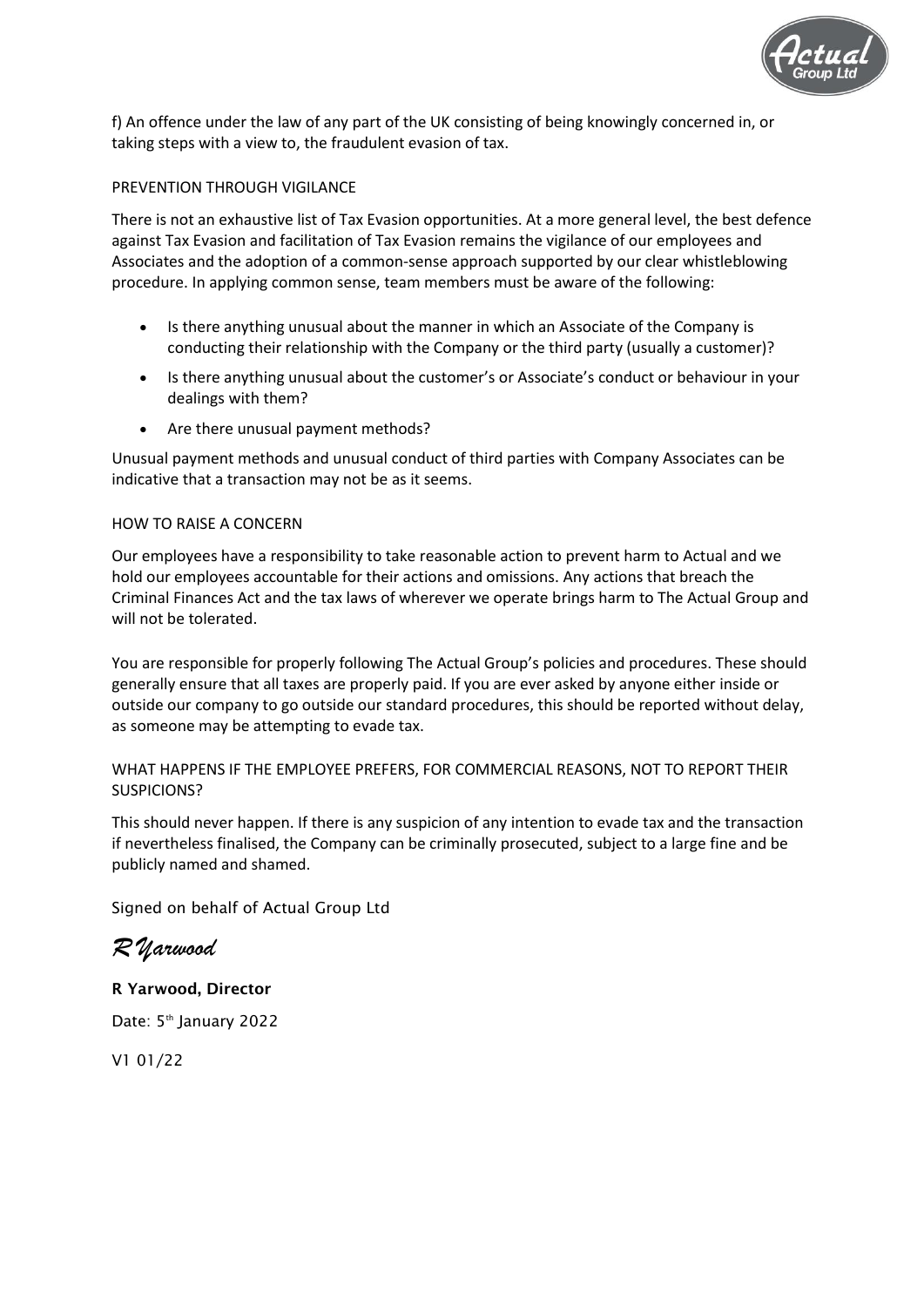f) An offence under the law of any part of the UK consisting of being knowingly concerned in, or taking steps with a view to, the fraudulent evasion of tax.

## PREVENTION THROUGH VIGILANCE

There is not an exhaustive list of Tax Evasion opportunities. At a more general level, the best defence against Tax Evasion and facilitation of Tax Evasion remains the vigilance of our employees and Associates and the adoption of a common-sense approach supported by our clear whistleblowing procedure. In applying common sense, team members must be aware of the following:

- Is there anything unusual about the manner in which an Associate of the Company is conducting their relationship with the Company or the third party (usually a customer)?
- Is there anything unusual about the customer's or Associate's conduct or behaviour in your dealings with them?
- Are there unusual payment methods?

Unusual payment methods and unusual conduct of third parties with Company Associates can be indicative that a transaction may not be as it seems.

## HOW TO RAISE A CONCERN

Our employees have a responsibility to take reasonable action to prevent harm to Actual and we hold our employees accountable for their actions and omissions. Any actions that breach the Criminal Finances Act and the tax laws of wherever we operate brings harm to The Actual Group and will not be tolerated.

You are responsible for properly following The Actual Group's policies and procedures. These should generally ensure that all taxes are properly paid. If you are ever asked by anyone either inside or outside our company to go outside our standard procedures, this should be reported without delay, as someone may be attempting to evade tax.

## WHAT HAPPENS IF THE EMPLOYEE PREFERS, FOR COMMERCIAL REASONS, NOT TO REPORT THEIR SUSPICIONS?

This should never happen. If there is any suspicion of any intention to evade tax and the transaction if nevertheless finalised, the Company can be criminally prosecuted, subject to a large fine and be publicly named and shamed.

Signed on behalf of Actual Group Ltd

*R Yarwood*

**R Yarwood, Director**

Date: 5th January 2022

V1 01/22